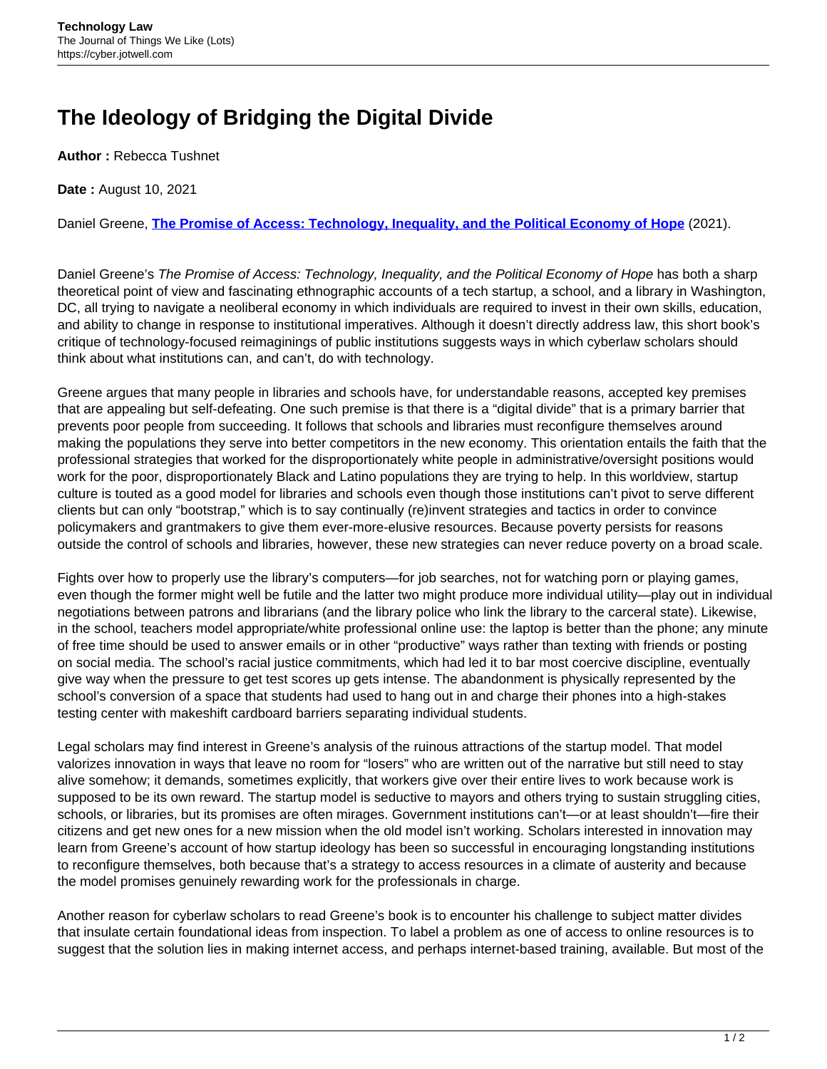# The Ideology of Bridging the Digital Divide

**Author :** Rebecca Tushnet

**Date :** August 10, 2021

Daniel Greene, **The Promise of Access: Technology, Inequality, and the Political Economy of Hope** (2021).

Daniel Greene's *The Promise of Access: Technology, Inequality, and the Political Economy of Hope* has both a sharp theoretical point of view and fascinating ethnographic accounts of a tech startup, a school, and a library in Washington, DC, all trying to navigate a neoliberal economy in which individuals are required to invest in their own skills, education, and ability to change in response to institutional imperatives. Although it doesn't directly address law, this short book's critique of technology-focused reimaginings of public institutions suggests ways in which cyberlaw scholars should think about what institutions can, and can't, do with technology.

Greene argues that many people in libraries and schools have, for understandable reasons, accepted key premises that are appealing but self-defeating. One such premise is that there is a "digital divide" that is a primary barrier that prevents poor people from succeeding. It follows that schools and libraries must reconfigure themselves around making the populations they serve into better competitors in the new economy. This orientation entails the faith that the professional strategies that worked for the disproportionately white people in administrative/oversight positions would work for the poor, disproportionately Black and Latino populations they are trying to help. In this worldview, startup culture is touted as a good model for libraries and schools even though those institutions can't pivot to serve different clients but can only "bootstrap," which is to say continually (re)invent strategies and tactics in order to convince policymakers and grantmakers to give them ever-more-elusive resources. Because poverty persists for reasons outside the control of schools and libraries, however, these new strategies can never reduce poverty on a broad scale.

Fights over how to properly use the library's computers—for job searches, not for watching porn or playing games, even though the former might well be futile and the latter two might produce more individual utility—play out in individual negotiations between patrons and librarians (and the library police who link the library to the carceral state). Likewise, in the school, teachers model appropriate/white professional online use: the laptop is better than the phone; any minute of free time should be used to answer emails or in other "productive" ways rather than texting with friends or posting on social media. The school's racial justice commitments, which had led it to bar most coercive discipline, eventually give way when the pressure to get test scores up gets intense. The abandonment is physically represented by the school's conversion of a space that students had used to hang out in and charge their phones into a high-stakes testing center with makeshift cardboard barriers separating individual students.

Legal scholars may find interest in Greene's analysis of the ruinous attractions of the startup model. That model valorizes innovation in ways that leave no room for "losers" who are written out of the narrative but still need to stay alive somehow; it demands, sometimes explicitly, that workers give over their entire lives to work because work is supposed to be its own reward. The startup model is seductive to mayors and others trying to sustain struggling cities, schools, or libraries, but its promises are often mirages. Government institutions can't—or at least shouldn't—fire their citizens and get new ones for a new mission when the old model isn't working. Scholars interested in innovation may learn from Greene's account of how startup ideology has been so successful in encouraging longstanding institutions to reconfigure themselves, both because that's a strategy to access resources in a climate of austerity and because the model promises genuinely rewarding work for the professionals in charge.

Another reason for cyberlaw scholars to read Greene's book is to encounter his challenge to subject matter divides that insulate certain foundational ideas from inspection. To label a problem as one of access to online resources is to suggest that the solution lies in making internet access, and perhaps internet-based training, available. But most of the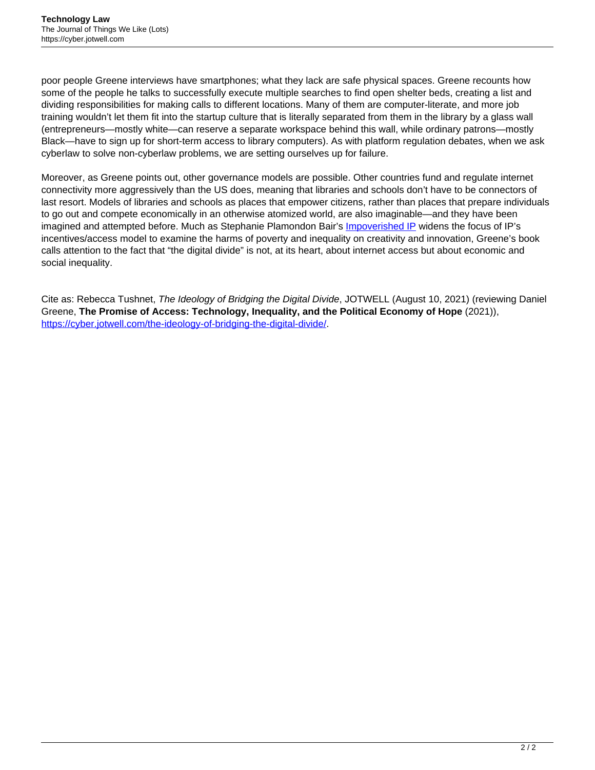poor people Greene interviews have smartphones; what they lack are safe physical spaces. Greene recounts how some of the people he talks to successfully execute multiple searches to find open shelter beds, creating a list and dividing responsibilities for making calls to different locations. Many of them are computer-literate, and more job training wouldn't let them fit into the startup culture that is literally separated from them in the library by a glass wall (entrepreneurs—mostly white—can reserve a separate workspace behind this wall, while ordinary patrons—mostly Black—have to sign up for short-term access to library computers). As with platform regulation debates, when we ask cyberlaw to solve non-cyberlaw problems, we are setting ourselves up for failure.

Moreover, as Greene points out, other governance models are possible. Other countries fund and regulate internet connectivity more aggressively than the US does, meaning that libraries and schools don't have to be connectors of last resort. Models of libraries and schools as places that empower citizens, rather than places that prepare individuals to go out and compete economically in an otherwise atomized world, are also imaginable—and they have been imagined and attempted before. Much as Stephanie Plamondon Bair's [Impoverished IP](#) widens the focus of IP's incentives/access model to examine the harms of poverty and inequality on creativity and innovation, Greene's book calls attention to the fact that "the digital divide" is not, at its heart, about internet access but about economic and social inequality.

Cite as: Rebecca Tushnet, *The Ideology of Bridging the Digital Divide*, JOTWELL (August 10, 2021) (reviewing Daniel Greene, **The Promise of Access: Technology, Inequality, and the Political Economy of Hope** (2021)), [https://cyber.jotwell.com/the-ideology-of-bridging-the-digital-divide/](https://cyber.jotwell.com/the-ideology-of-bridging-the-digital-divide/).